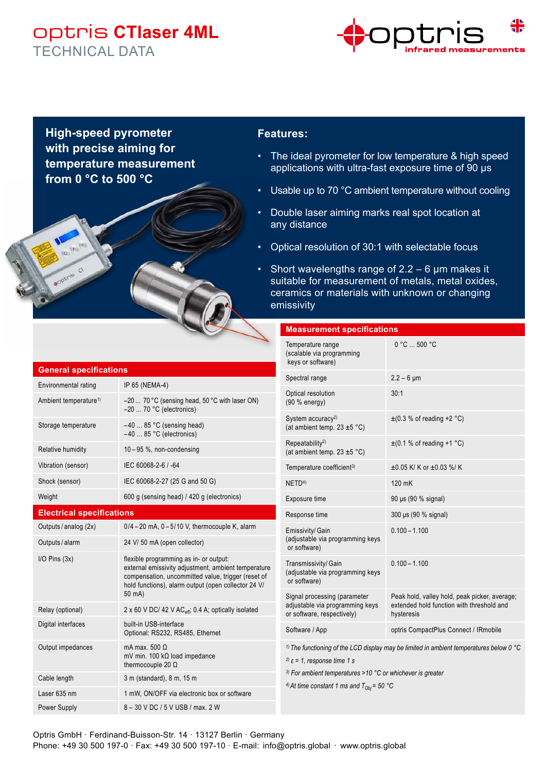# optris CTlaser 4ML

TECHNICAL DATA

## High-speed pyrometer with precise aiming for temperature measurement from 0 °C to 500 °C

## Features:

- The ideal pyrometer for low temperature & high speed applications with ultra-fast exposure time of 90 µs
- Usable up to 70 °C ambient temperature without cooling
- Double laser aiming marks real spot location at any distance
- Optical resolution of 30:1 with selectable focus
- Short wavelengths range of 2.2 – 6 µm makes it suitable for measurement of metals, metal oxides, ceramics or materials with unknown or changing emissivity

## General specifications

| | |
|---|---|
| Environmental rating | IP 65 (NEMA-4) |
| Ambient temperature[1] | –20 ... 70 °C (sensing head, 50 °C with laser ON)<br>–20 ... 70 °C (electronics) |
| Storage temperature | –40 ... 85 °C (sensing head)<br>–40 ... 85 °C (electronics) |
| Relative humidity | 10 – 95 %, non-condensing |
| Vibration (sensor) | IEC 60068-2-6 / -64 |
| Shock (sensor) | IEC 60068-2-27 (25 G and 50 G) |
| Weight | 600 g (sensing head) / 420 g (electronics) |

## Electrical specifications

| | |
|---|---|
| Outputs / analog (2x) | 0/4 – 20 mA, 0 – 5/10 V, thermocouple K, alarm |
| Outputs / alarm | 24 V/ 50 mA (open collector) |
| I/O Pins (3x) | flexible programming as in- or output:<br>external emissivity adjustment, ambient temperature compensation, uncommitted value, trigger (reset of hold functions), alarm output (open collector 24 V/ 50 mA) |
| Relay (optional) | 2 x 60 V DC/ 42 V $AC_{eff}$; 0.4 A; optically isolated |
| Digital interfaces | built-in USB-interface<br>Optional: RS232, RS485, Ethernet |
| Output impedances | mA max. 500 Ω<br>mV min. 100 kΩ load impedance<br>thermocouple 20 Ω |
| Cable length | 3 m (standard), 8 m, 15 m |
| Laser 635 nm | 1 mW, ON/OFF via electronic box or software |
| Power Supply | 8 – 30 V DC / 5 V USB / max. 2 W |

## Measurement specifications

| | |
|---|---|
| Temperature range<br>(scalable via programming keys or software) | 0 °C ... 500 °C |
| Spectral range | 2.2 – 6 µm |
| Optical resolution<br>(90 % energy) | 30:1 |
| System accuracy[2]<br>(at ambient temp. 23 ±5 °C) | ±(0.3 % of reading +2 °C) |
| Repeatability[2]<br>(at ambient temp. 23 ±5 °C) | ±(0.1 % of reading +1 °C) |
| Temperature coefficient[3] | ±0.05 K/ K or ±0.03 %/ K |
| NETD[4] | 120 mK |
| Exposure time | 90 µs (90 % signal) |
| Response time | 300 µs (90 % signal) |
| Emissivity/ Gain<br>(adjustable via programming keys or software) | 0.100 – 1.100 |
| Transmissivity/ Gain<br>(adjustable via programming keys or software) | 0.100 – 1.100 |
| Signal processing (parameter adjustable via programming keys or software, respectively) | Peak hold, valley hold, peak picker, average; extended hold function with threshold and hysteresis |
| Software / App | optris CompactPlus Connect / IRmobile |

*[1] The functioning of the LCD display may be limited in ambient temperatures below 0 °C*

*[2] ε = 1, response time 1 s*

*[3] For ambient temperatures >10 °C or whichever is greater*

*[4] At time constant 1 ms and $T_{Obj}$ = 50 °C*

Optris GmbH · Ferdinand-Buisson-Str. 14 · 13127 Berlin · Germany
Phone: +49 30 500 197-0 · Fax: +49 30 500 197-10 · E-mail: info@optris.global · www.optris.global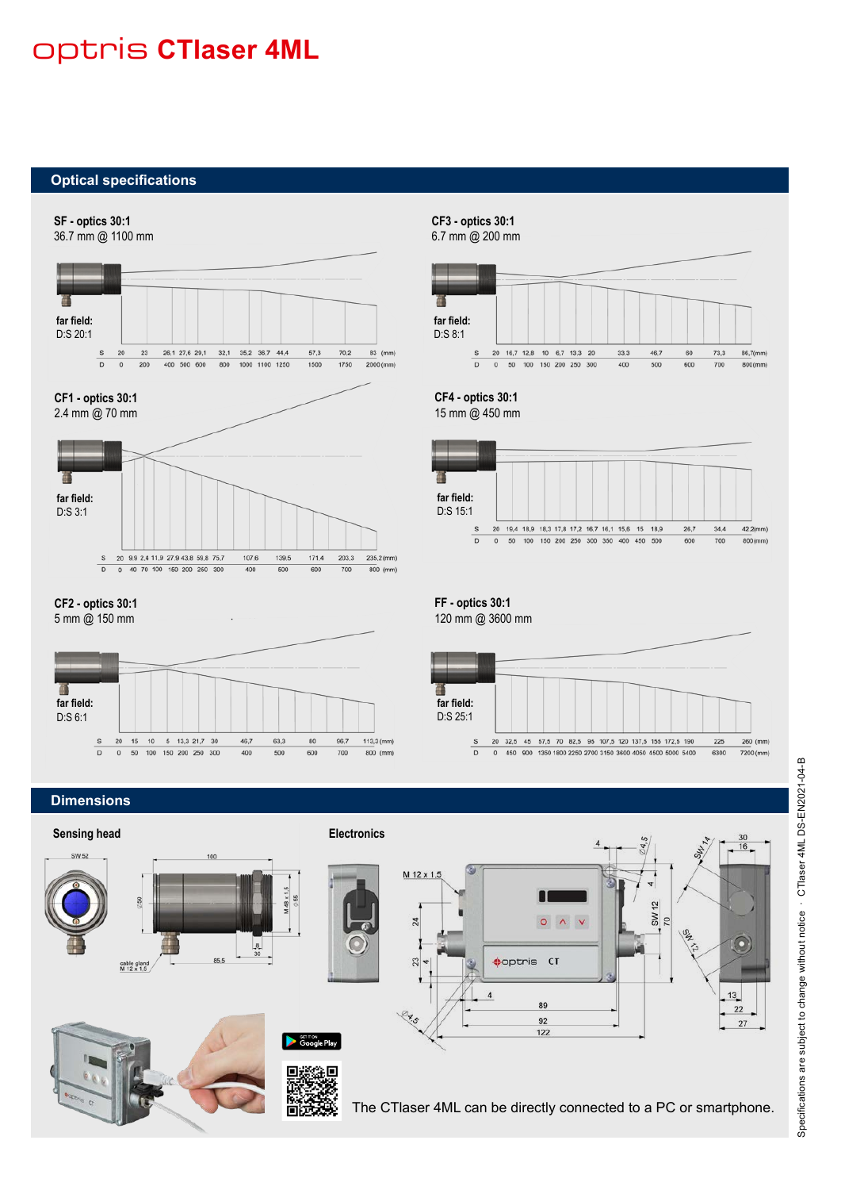# optris CTlaser 4ML

## Optical specifications

**SF - optics 30:1**
36.7 mm @ 1100 mm

far field:
D:S 20:1

S 20 23 26,1 27,6 29,1 32,1 35,2 36,7 44,4 57,3 70,2 83 (mm)
D 0 200 400 500 600 800 1000 1100 1250 1500 1750 2000 (mm)

**CF3 - optics 30:1**
6.7 mm @ 200 mm

far field:
D:S 8:1

S 20 16,7 12,8 10 6,7 13,3 20 33,3 46,7 60 73,3 86,7(mm)
D 0 50 100 150 200 250 300 400 500 600 700 800(mm)

**CF1 - optics 30:1**
2.4 mm @ 70 mm

far field:
D:S 3:1

S 20 9,9 2,4 11,9 27,9 43,8 59,8 75,7 107,6 139,5 171,4 203,3 235,2 (mm)
D 0 40 70 100 150 200 250 300 400 500 600 700 800 (mm)

**CF4 - optics 30:1**
15 mm @ 450 mm

far field:
D:S 15:1

S 20 19,4 18,9 18,3 17,8 17,2 16,7 16,1 15,6 15 18,9 26,7 34,4 42,2(mm)
D 0 50 100 150 200 250 300 350 400 450 500 600 700 800(mm)

**CF2 - optics 30:1**
5 mm @ 150 mm

far field:
D:S 6:1

S 20 15 10 5 13,3 21,7 30 46,7 63,3 80 96,7 113,3 (mm)
D 0 50 100 150 200 250 300 400 500 600 700 800 (mm)

**FF - optics 30:1**
120 mm @ 3600 mm

far field:
D:S 25:1

S 20 32,5 45 57,5 70 82,5 95 107,5 120 137,5 155 172,5 190 225 260 (mm)
D 0 450 900 1350 1800 2250 2700 3150 3600 4050 4500 5000 5400 6300 7200 (mm)

## Dimensions

**Sensing head**

SW 52
160
Ø50
M 48 x 1,5
Ø 55
cable gland M 12 x 1,5
85,5
8
30

**Electronics**

M 12 x 1,5
4
Ø 4,5
4
24
23
4
SW 12
70
4
89
92
122
Ø 4,5
SW 14
SW 12
30
16
13
22
27

The CTlaser 4ML can be directly connected to a PC or smartphone.

Specifications are subject to change without notice · CTlaser 4ML DS-EN2021-04-B